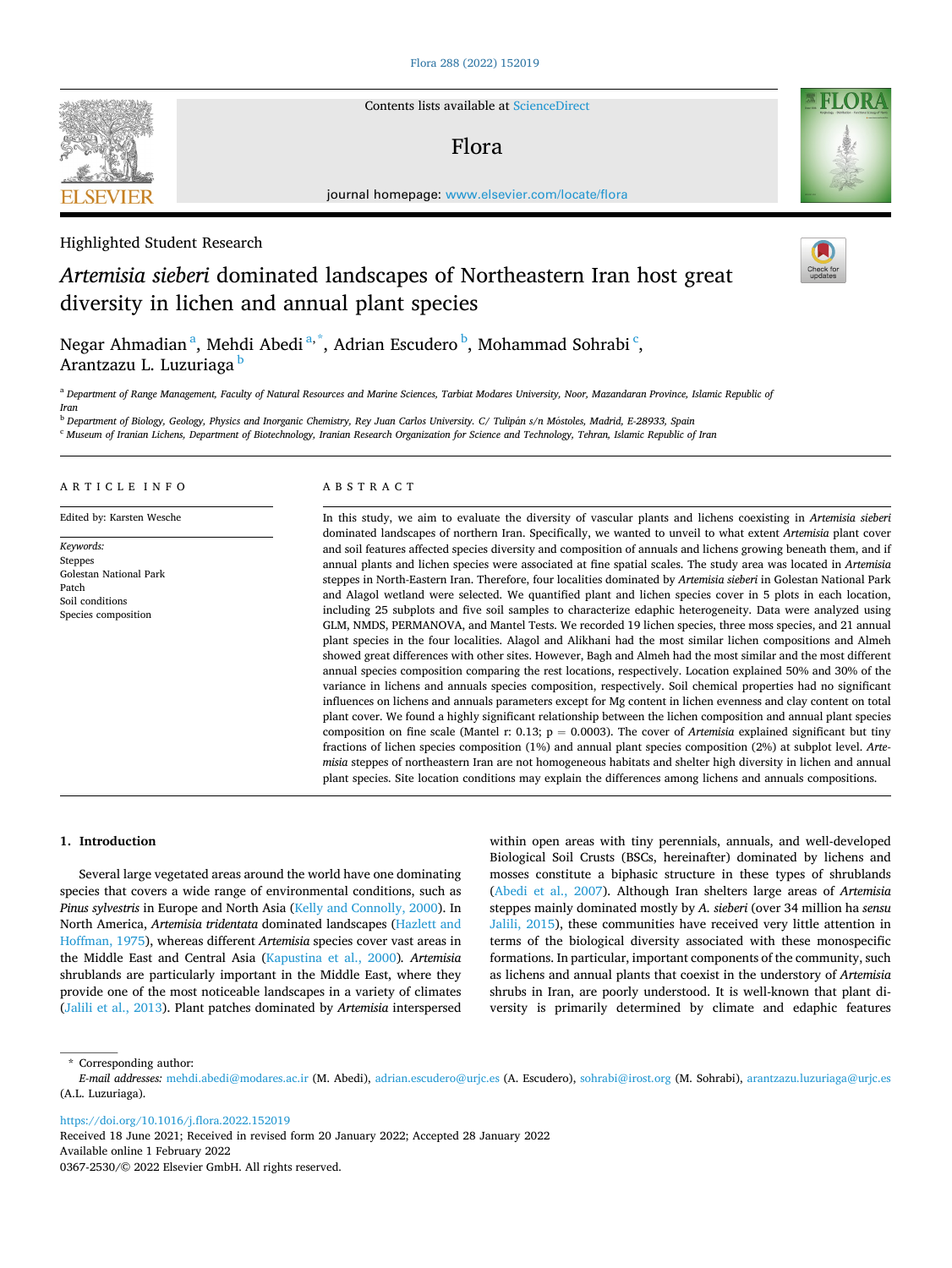Highlighted Student Research

# *Artemisia sieberi* dominated landscapes of Northeastern Iran host great diversity in lichen and annual plant species

Negar Ahmadian [a], Mehdi Abedi [a,*], Adrian Escudero [b], Mohammad Sohrabi [c], Arantzazu L. Luzuriaga [b]

[a] Department of Range Management, Faculty of Natural Resources and Marine Sciences, Tarbiat Modares University, Noor, Mazandaran Province, Islamic Republic of Iran

[b] Department of Biology, Geology, Physics and Inorganic Chemistry, Rey Juan Carlos University. C/ Tulipán s/n Móstoles, Madrid, E-28933, Spain

[c] Museum of Iranian Lichens, Department of Biotechnology, Iranian Research Organization for Science and Technology, Tehran, Islamic Republic of Iran

## ARTICLE INFO

Edited by: Karsten Wesche

*Keywords:*
Steppes
Golestan National Park
Patch
Soil conditions
Species composition

## ABSTRACT

In this study, we aim to evaluate the diversity of vascular plants and lichens coexisting in *Artemisia sieberi* dominated landscapes of northern Iran. Specifically, we wanted to unveil to what extent *Artemisia* plant cover and soil features affected species diversity and composition of annuals and lichens growing beneath them, and if annual plants and lichen species were associated at fine spatial scales. The study area was located in *Artemisia* steppes in North-Eastern Iran. Therefore, four localities dominated by *Artemisia sieberi* in Golestan National Park and Alagol wetland were selected. We quantified plant and lichen species cover in 5 plots in each location, including 25 subplots and five soil samples to characterize edaphic heterogeneity. Data were analyzed using GLM, NMDS, PERMANOVA, and Mantel Tests. We recorded 19 lichen species, three moss species, and 21 annual plant species in the four localities. Alagol and Alikhani had the most similar lichen compositions and Almeh showed great differences with other sites. However, Bagh and Almeh had the most similar and the most different annual species composition comparing the rest locations, respectively. Location explained 50% and 30% of the variance in lichens and annuals species composition, respectively. Soil chemical properties had no significant influences on lichens and annuals parameters except for Mg content in lichen evenness and clay content on total plant cover. We found a highly significant relationship between the lichen composition and annual plant species composition on fine scale (Mantel r: 0.13; p = 0.0003). The cover of *Artemisia* explained significant but tiny fractions of lichen species composition (1%) and annual plant species composition (2%) at subplot level. *Artemisia* steppes of northeastern Iran are not homogeneous habitats and shelter high diversity in lichen and annual plant species. Site location conditions may explain the differences among lichens and annuals compositions.

## 1. Introduction

Several large vegetated areas around the world have one dominating species that covers a wide range of environmental conditions, such as *Pinus sylvestris* in Europe and North Asia (Kelly and Connolly, 2000). In North America, *Artemisia tridentata* dominated landscapes (Hazlett and Hoffman, 1975), whereas different *Artemisia* species cover vast areas in the Middle East and Central Asia (Kapustina et al., 2000). *Artemisia* shrublands are particularly important in the Middle East, where they provide one of the most noticeable landscapes in a variety of climates (Jalili et al., 2013). Plant patches dominated by *Artemisia* interspersed within open areas with tiny perennials, annuals, and well-developed Biological Soil Crusts (BSCs, hereinafter) dominated by lichens and mosses constitute a biphasic structure in these types of shrublands (Abedi et al., 2007). Although Iran shelters large areas of *Artemisia* steppes mainly dominated mostly by *A. sieberi* (over 34 million ha *sensu* Jalili, 2015), these communities have received very little attention in terms of the biological diversity associated with these monospecific formations. In particular, important components of the community, such as lichens and annual plants that coexist in the understory of *Artemisia* shrubs in Iran, are poorly understood. It is well-known that plant diversity is primarily determined by climate and edaphic features

---

\* Corresponding author.
*E-mail addresses:* mehdi.abedi@modares.ac.ir (M. Abedi), adrian.escudero@urjc.es (A. Escudero), sohrabi@irost.org (M. Sohrabi), arantzazu.luzuriaga@urjc.es (A.L. Luzuriaga).

https://doi.org/10.1016/j.flora.2022.152019
Received 18 June 2021; Received in revised form 20 January 2022; Accepted 28 January 2022
Available online 1 February 2022
0367-2530/© 2022 Elsevier GmbH. All rights reserved.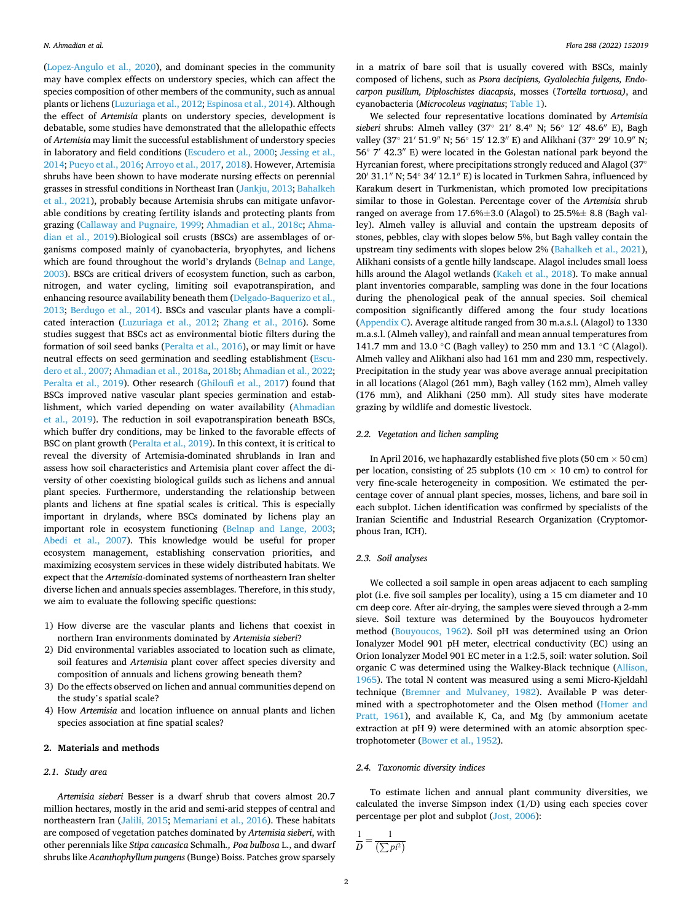(Lopez-Angulo et al., 2020), and dominant species in the community may have complex effects on understory species, which can affect the species composition of other members of the community, such as annual plants or lichens (Luzuriaga et al., 2012; Espinosa et al., 2014). Although the effect of *Artemisia* plants on understory species, development is debatable, some studies have demonstrated that the allelopathic effects of *Artemisia* may limit the successful establishment of understory species in laboratory and field conditions (Escudero et al., 2000; Jessing et al., 2014; Pueyo et al., 2016; Arroyo et al., 2017, 2018). However, Artemisia shrubs have been shown to have moderate nursing effects on perennial grasses in stressful conditions in Northeast Iran (Jankju, 2013; Bahalkeh et al., 2021), probably because Artemisia shrubs can mitigate unfavorable conditions by creating fertility islands and protecting plants from grazing (Callaway and Pugnaire, 1999; Ahmadian et al., 2018c; Ahmadian et al., 2019).Biological soil crusts (BSCs) are assemblages of organisms composed mainly of cyanobacteria, bryophytes, and lichens which are found throughout the world's drylands (Belnap and Lange, 2003). BSCs are critical drivers of ecosystem function, such as carbon, nitrogen, and water cycling, limiting soil evapotranspiration, and enhancing resource availability beneath them (Delgado-Baquerizo et al., 2013; Berdugo et al., 2014). BSCs and vascular plants have a complicated interaction (Luzuriaga et al., 2012; Zhang et al., 2016). Some studies suggest that BSCs act as environmental biotic filters during the formation of soil seed banks (Peralta et al., 2016), or may limit or have neutral effects on seed germination and seedling establishment (Escudero et al., 2007; Ahmadian et al., 2018a, 2018b; Ahmadian et al., 2022; Peralta et al., 2019). Other research (Ghiloufi et al., 2017) found that BSCs improved native vascular plant species germination and establishment, which varied depending on water availability (Ahmadian et al., 2019). The reduction in soil evapotranspiration beneath BSCs, which buffer dry conditions, may be linked to the favorable effects of BSC on plant growth (Peralta et al., 2019). In this context, it is critical to reveal the diversity of Artemisia-dominated shrublands in Iran and assess how soil characteristics and Artemisia plant cover affect the diversity of other coexisting biological guilds such as lichens and annual plant species. Furthermore, understanding the relationship between plants and lichens at fine spatial scales is critical. This is especially important in drylands, where BSCs dominated by lichens play an important role in ecosystem functioning (Belnap and Lange, 2003; Abedi et al., 2007). This knowledge would be useful for proper ecosystem management, establishing conservation priorities, and maximizing ecosystem services in these widely distributed habitats. We expect that the *Artemisia*-dominated systems of northeastern Iran shelter diverse lichen and annuals species assemblages. Therefore, in this study, we aim to evaluate the following specific questions:

1) How diverse are the vascular plants and lichens that coexist in northern Iran environments dominated by *Artemisia sieberi*?
2) Did environmental variables associated to location such as climate, soil features and *Artemisia* plant cover affect species diversity and composition of annuals and lichens growing beneath them?
3) Do the effects observed on lichen and annual communities depend on the study's spatial scale?
4) How *Artemisia* and location influence on annual plants and lichen species association at fine spatial scales?

## 2. Materials and methods

### 2.1. Study area

*Artemisia sieberi* Besser is a dwarf shrub that covers almost 20.7 million hectares, mostly in the arid and semi-arid steppes of central and northeastern Iran (Jalili, 2015; Memariani et al., 2016). These habitats are composed of vegetation patches dominated by *Artemisia sieberi*, with other perennials like *Stipa caucasica* Schmalh*., Poa bulbosa* L., and dwarf shrubs like *Acanthophyllum pungens* (Bunge) Boiss. Patches grow sparsely in a matrix of bare soil that is usually covered with BSCs, mainly composed of lichens, such as *Psora decipiens, Gyalolechia fulgens, Endocarpon pusillum, Diploschistes diacapsis*, mosses (*Tortella tortuosa)*, and cyanobacteria (*Microcoleus vaginatus*; Table 1).

We selected four representative locations dominated by *Artemisia sieberi* shrubs: Almeh valley (37° 21′ 8.4″ N; 56° 12′ 48.6″ E), Bagh valley (37° 21′ 51.9″ N; 56° 15′ 12.3″ E) and Alikhani (37° 29′ 10.9″ N; 56° 7′ 42.3″ E) were located in the Golestan national park beyond the Hyrcanian forest, where precipitations strongly reduced and Alagol (37° 20′ 31.1″ N; 54° 34′ 12.1″ E) is located in Turkmen Sahra, influenced by Karakum desert in Turkmenistan, which promoted low precipitations similar to those in Golestan. Percentage cover of the *Artemisia* shrub ranged on average from 17.6%±3.0 (Alagol) to 25.5%± 8.8 (Bagh valley). Almeh valley is alluvial and contain the upstream deposits of stones, pebbles, clay with slopes below 5%, but Bagh valley contain the upstream tiny sediments with slopes below 2% (Bahalkeh et al., 2021), Alikhani consists of a gentle hilly landscape. Alagol includes small loess hills around the Alagol wetlands (Kakeh et al., 2018). To make annual plant inventories comparable, sampling was done in the four locations during the phenological peak of the annual species. Soil chemical composition significantly differed among the four study locations (Appendix C). Average altitude ranged from 30 m.a.s.l. (Alagol) to 1330 m.a.s.l. (Almeh valley), and rainfall and mean annual temperatures from 141.7 mm and 13.0 °C (Bagh valley) to 250 mm and 13.1 °C (Alagol). Almeh valley and Alikhani also had 161 mm and 230 mm, respectively. Precipitation in the study year was above average annual precipitation in all locations (Alagol (261 mm), Bagh valley (162 mm), Almeh valley (176 mm), and Alikhani (250 mm). All study sites have moderate grazing by wildlife and domestic livestock.

### 2.2. Vegetation and lichen sampling

In April 2016, we haphazardly established five plots (50 cm × 50 cm) per location, consisting of 25 subplots (10 cm × 10 cm) to control for very fine-scale heterogeneity in composition. We estimated the percentage cover of annual plant species, mosses, lichens, and bare soil in each subplot. Lichen identification was confirmed by specialists of the Iranian Scientific and Industrial Research Organization (Cryptomorphous Iran, ICH).

### 2.3. Soil analyses

We collected a soil sample in open areas adjacent to each sampling plot (i.e. five soil samples per locality), using a 15 cm diameter and 10 cm deep core. After air-drying, the samples were sieved through a 2-mm sieve. Soil texture was determined by the Bouyoucos hydrometer method (Bouyoucos, 1962). Soil pH was determined using an Orion Ionalyzer Model 901 pH meter, electrical conductivity (EC) using an Orion Ionalyzer Model 901 EC meter in a 1:2.5, soil: water solution. Soil organic C was determined using the Walkey-Black technique (Allison, 1965). The total N content was measured using a semi Micro-Kjeldahl technique (Bremner and Mulvaney, 1982). Available P was determined with a spectrophotometer and the Olsen method (Homer and Pratt, 1961), and available K, Ca, and Mg (by ammonium acetate extraction at pH 9) were determined with an atomic absorption spectrophotometer (Bower et al., 1952).

### 2.4. Taxonomic diversity indices

To estimate lichen and annual plant community diversities, we calculated the inverse Simpson index (1/D) using each species cover percentage per plot and subplot (Jost, 2006):

$$\frac{1}{D} = \frac{1}{\left(\sum pi^2\right)}$$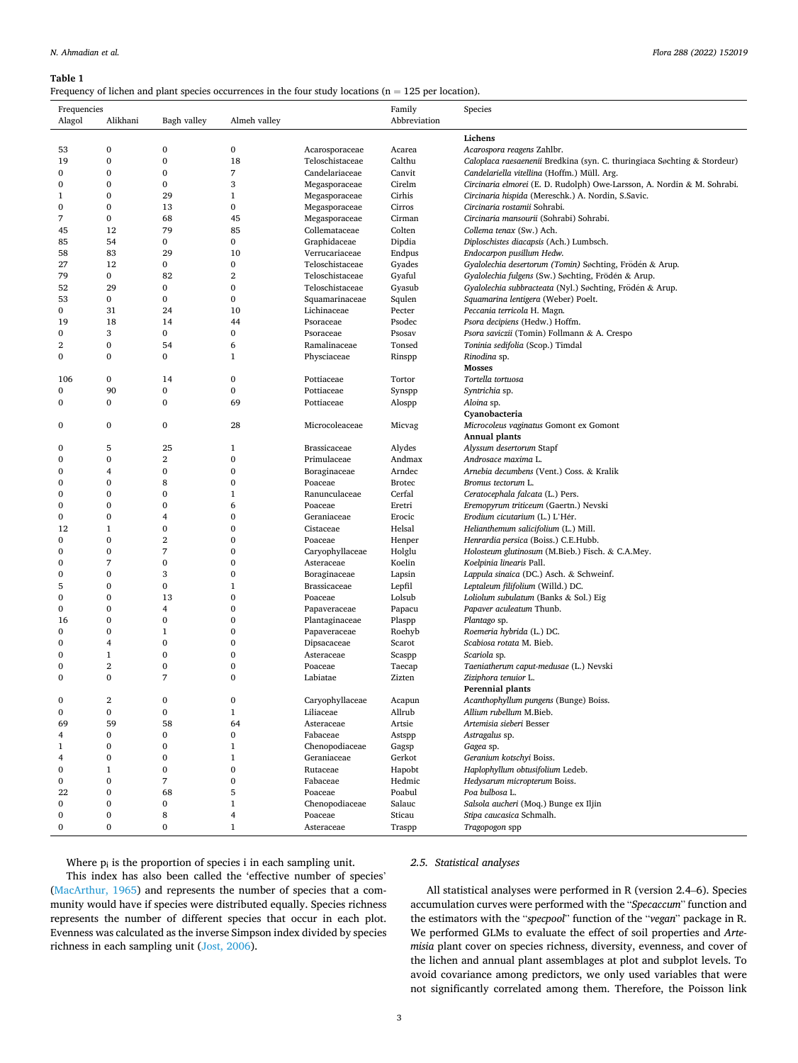**Table 1**
Frequency of lichen and plant species occurrences in the four study locations (n = 125 per location).

| Frequencies | | | | | Family | Species |
|---|---|---|---|---|---|---|
| Alagol | Alikhani | Bagh valley | Almeh valley | | Abbreviation | |
| | | | | | | **Lichens** |
| 53 | 0 | 0 | 0 | Acarosporaceae | Acarea | *Acarospora reagens* Zahlbr. |
| 19 | 0 | 0 | 18 | Teloschistaceae | Calthu | *Caloplaca raesaenenii* Bredkina (syn. C. thuringiaca Søchting & Stordeur) |
| 0 | 0 | 0 | 7 | Candelariaceae | Canvit | *Candelariella vitellina* (Hoffm.) Müll. Arg. |
| 0 | 0 | 0 | 3 | Megasporaceae | Cirelm | *Circinaria elmorei* (E. D. Rudolph) Owe-Larsson, A. Nordin & M. Sohrabi. |
| 1 | 0 | 29 | 1 | Megasporaceae | Cirhis | *Circinaria hispida* (Mereschk.) A. Nordin, S.Savic. |
| 0 | 0 | 13 | 0 | Megasporaceae | Cirros | *Circinaria rostamii* Sohrabi. |
| 7 | 0 | 68 | 45 | Megasporaceae | Cirman | *Circinaria mansourii* (Sohrabi) Sohrabi. |
| 45 | 12 | 79 | 85 | Collemataceae | Colten | *Collema tenax* (Sw.) Ach. |
| 85 | 54 | 0 | 0 | Graphidaceae | Dipdia | *Diploschistes diacapsis* (Ach.) Lumbsch. |
| 58 | 83 | 29 | 10 | Verrucariaceae | Endpus | *Endocarpon pusillum Hedw.* |
| 27 | 12 | 0 | 0 | Teloschistaceae | Gyades | *Gyalolechia desertorum (Tomin)* Søchting, Frödén & Arup. |
| 79 | 0 | 82 | 2 | Teloschistaceae | Gyaful | *Gyalolechia fulgens* (Sw.) Søchting, Frödén & Arup. |
| 52 | 29 | 0 | 0 | Teloschistaceae | Gyasub | *Gyalolechia subbracteata* (Nyl.) Søchting, Frödén & Arup. |
| 53 | 0 | 0 | 0 | Squamarinaceae | Squlen | *Squamarina lentigera* (Weber) Poelt. |
| 0 | 31 | 24 | 10 | Lichinaceae | Pecter | *Peccania terricola* H. Magn. |
| 19 | 18 | 14 | 44 | Psoraceae | Psodec | *Psora decipiens* (Hedw.) Hoffm. |
| 0 | 3 | 0 | 0 | Psoraceae | Psosav | *Psora saviczii* (Tomin) Follmann & A. Crespo |
| 2 | 0 | 54 | 6 | Ramalinaceae | Tonsed | *Toninia sedifolia* (Scop.) Timdal |
| 0 | 0 | 0 | 1 | Physciaceae | Rinspp | *Rinodina* sp. |
| | | | | | | **Mosses** |
| 106 | 0 | 14 | 0 | Pottiaceae | Tortor | *Tortella tortuosa* |
| 0 | 90 | 0 | 0 | Pottiaceae | Synspp | *Syntrichia* sp. |
| 0 | 0 | 0 | 69 | Pottiaceae | Alospp | *Aloina* sp. |
| | | | | | | **Cyanobacteria** |
| 0 | 0 | 0 | 28 | Microcoleaceae | Micvag | *Microcoleus vaginatus* Gomont ex Gomont |
| | | | | | | **Annual plants** |
| 0 | 5 | 25 | 1 | Brassicaceae | Alydes | *Alyssum desertorum* Stapf |
| 0 | 0 | 2 | 0 | Primulaceae | Andmax | *Androsace maxima* L. |
| 0 | 4 | 0 | 0 | Boraginaceae | Arndec | *Arnebia decumbens* (Vent.) Coss. & Kralik |
| 0 | 0 | 8 | 0 | Poaceae | Brotec | *Bromus tectorum* L. |
| 0 | 0 | 0 | 1 | Ranunculaceae | Cerfal | *Ceratocephala falcata* (L.) Pers. |
| 0 | 0 | 0 | 6 | Poaceae | Eretri | *Eremopyrum triticeum* (Gaertn.) Nevski |
| 0 | 0 | 4 | 0 | Geraniaceae | Erocic | *Erodium cicutarium* (L.) L'Hér. |
| 12 | 1 | 0 | 0 | Cistaceae | Helsal | *Helianthemum salicifolium* (L.) Mill. |
| 0 | 0 | 2 | 0 | Poaceae | Henper | *Henrardia persica* (Boiss.) C.E.Hubb. |
| 0 | 0 | 7 | 0 | Caryophyllaceae | Holglu | *Holosteum glutinosum* (M.Bieb.) Fisch. & C.A.Mey. |
| 0 | 7 | 0 | 0 | Asteraceae | Koelin | *Koelpinia linearis* Pall. |
| 0 | 0 | 3 | 0 | Boraginaceae | Lapsin | *Lappula sinaica* (DC.) Asch. & Schweinf. |
| 5 | 0 | 0 | 1 | Brassicaceae | Lepfil | *Leptaleum filifolium* (Willd.) DC. |
| 0 | 0 | 13 | 0 | Poaceae | Lolsub | *Loliolum subulatum* (Banks & Sol.) Eig |
| 0 | 0 | 4 | 0 | Papaveraceae | Papacu | *Papaver aculeatum* Thunb. |
| 16 | 0 | 0 | 0 | Plantaginaceae | Plaspp | *Plantago* sp. |
| 0 | 0 | 1 | 0 | Papaveraceae | Roehyb | *Roemeria hybrida* (L.) DC. |
| 0 | 4 | 0 | 0 | Dipsacaceae | Scarot | *Scabiosa rotata* M. Bieb. |
| 0 | 1 | 0 | 0 | Asteraceae | Scaspp | *Scariola* sp. |
| 0 | 2 | 0 | 0 | Poaceae | Taecap | *Taeniatherum caput-medusae* (L.) Nevski |
| 0 | 0 | 7 | 0 | Labiatae | Zizten | *Ziziphora tenuior* L. |
| | | | | | | **Perennial plants** |
| 0 | 2 | 0 | 0 | Caryophyllaceae | Acapun | *Acanthophyllum pungens* (Bunge) Boiss. |
| 0 | 0 | 0 | 1 | Liliaceae | Allrub | *Allium rubellum* M.Bieb. |
| 69 | 59 | 58 | 64 | Asteraceae | Artsie | *Artemisia sieberi* Besser |
| 4 | 0 | 0 | 0 | Fabaceae | Astspp | *Astragalus* sp. |
| 1 | 0 | 0 | 1 | Chenopodiaceae | Gagsp | *Gagea* sp. |
| 4 | 0 | 0 | 1 | Geraniaceae | Gerkot | *Geranium kotschyi* Boiss. |
| 0 | 1 | 0 | 0 | Rutaceae | Hapobt | *Haplophyllum obtusifolium* Ledeb. |
| 0 | 0 | 7 | 0 | Fabaceae | Hedmic | *Hedysarum micropterum* Boiss. |
| 22 | 0 | 68 | 5 | Poaceae | Poabul | *Poa bulbosa* L. |
| 0 | 0 | 0 | 1 | Chenopodiaceae | Salauc | *Salsola aucheri* (Moq.) Bunge ex Iljin |
| 0 | 0 | 8 | 4 | Poaceae | Sticau | *Stipa caucasica* Schmalh. |
| 0 | 0 | 0 | 1 | Asteraceae | Traspp | *Tragopogon* spp |

Where $p_i$ is the proportion of species i in each sampling unit.

This index has also been called the 'effective number of species' (MacArthur, 1965) and represents the number of species that a community would have if species were distributed equally. Species richness represents the number of different species that occur in each plot. Evenness was calculated as the inverse Simpson index divided by species richness in each sampling unit (Jost, 2006).

### 2.5. Statistical analyses

All statistical analyses were performed in R (version 2.4–6). Species accumulation curves were performed with the "*Specaccum*" function and the estimators with the "*specpool*" function of the "*vegan*" package in R. We performed GLMs to evaluate the effect of soil properties and *Artemisia* plant cover on species richness, diversity, evenness, and cover of the lichen and annual plant assemblages at plot and subplot levels. To avoid covariance among predictors, we only used variables that were not significantly correlated among them. Therefore, the Poisson link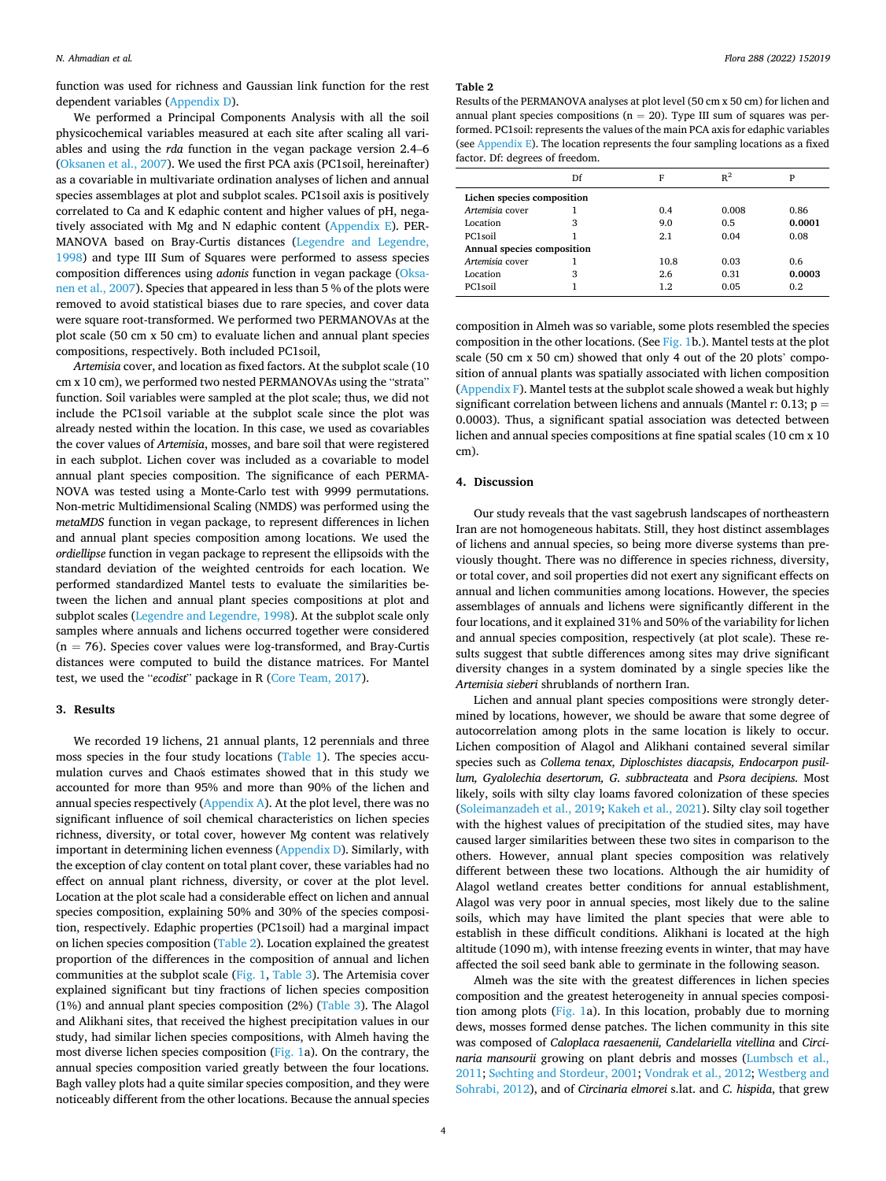function was used for richness and Gaussian link function for the rest dependent variables (Appendix D).

We performed a Principal Components Analysis with all the soil physicochemical variables measured at each site after scaling all variables and using the *rda* function in the vegan package version 2.4–6 (Oksanen et al., 2007). We used the first PCA axis (PC1soil, hereinafter) as a covariable in multivariate ordination analyses of lichen and annual species assemblages at plot and subplot scales. PC1soil axis is positively correlated to Ca and K edaphic content and higher values of pH, negatively associated with Mg and N edaphic content (Appendix E). PERMANOVA based on Bray-Curtis distances (Legendre and Legendre, 1998) and type III Sum of Squares were performed to assess species composition differences using *adonis* function in vegan package (Oksanen et al., 2007). Species that appeared in less than 5 % of the plots were removed to avoid statistical biases due to rare species, and cover data were square root-transformed. We performed two PERMANOVAs at the plot scale (50 cm x 50 cm) to evaluate lichen and annual plant species compositions, respectively. Both included PC1soil,

*Artemisia* cover, and location as fixed factors. At the subplot scale (10 cm x 10 cm), we performed two nested PERMANOVAs using the "strata" function. Soil variables were sampled at the plot scale; thus, we did not include the PC1soil variable at the subplot scale since the plot was already nested within the location. In this case, we used as covariables the cover values of *Artemisia*, mosses, and bare soil that were registered in each subplot. Lichen cover was included as a covariable to model annual plant species composition. The significance of each PERMANOVA was tested using a Monte-Carlo test with 9999 permutations. Non-metric Multidimensional Scaling (NMDS) was performed using the *metaMDS* function in vegan package, to represent differences in lichen and annual plant species composition among locations. We used the *ordiellipse* function in vegan package to represent the ellipsoids with the standard deviation of the weighted centroids for each location. We performed standardized Mantel tests to evaluate the similarities between the lichen and annual plant species compositions at plot and subplot scales (Legendre and Legendre, 1998). At the subplot scale only samples where annuals and lichens occurred together were considered (n = 76). Species cover values were log-transformed, and Bray-Curtis distances were computed to build the distance matrices. For Mantel test, we used the "*ecodist*" package in R (Core Team, 2017).

## 3. Results

We recorded 19 lichens, 21 annual plants, 12 perennials and three moss species in the four study locations (Table 1). The species accumulation curves and Chao's estimates showed that in this study we accounted for more than 95% and more than 90% of the lichen and annual species respectively (Appendix A). At the plot level, there was no significant influence of soil chemical characteristics on lichen species richness, diversity, or total cover, however Mg content was relatively important in determining lichen evenness (Appendix D). Similarly, with the exception of clay content on total plant cover, these variables had no effect on annual plant richness, diversity, or cover at the plot level. Location at the plot scale had a considerable effect on lichen and annual species composition, explaining 50% and 30% of the species composition, respectively. Edaphic properties (PC1soil) had a marginal impact on lichen species composition (Table 2). Location explained the greatest proportion of the differences in the composition of annual and lichen communities at the subplot scale (Fig. 1, Table 3). The Artemisia cover explained significant but tiny fractions of lichen species composition (1%) and annual plant species composition (2%) (Table 3). The Alagol and Alikhani sites, that received the highest precipitation values in our study, had similar lichen species compositions, with Almeh having the most diverse lichen species composition (Fig. 1a). On the contrary, the annual species composition varied greatly between the four locations. Bagh valley plots had a quite similar species composition, and they were noticeably different from the other locations. Because the annual species

**Table 2**
Results of the PERMANOVA analyses at plot level (50 cm x 50 cm) for lichen and annual plant species compositions (n = 20). Type III sum of squares was performed. PC1soil: represents the values of the main PCA axis for edaphic variables (see Appendix E). The location represents the four sampling locations as a fixed factor. Df: degrees of freedom.

| | Df | F | $R^2$ | P |
|---|---|---|---|---|
| **Lichen species composition** | | | | |
| *Artemisia* cover | 1 | 0.4 | 0.008 | 0.86 |
| Location | 3 | 9.0 | 0.5 | **0.0001** |
| PC1soil | 1 | 2.1 | 0.04 | 0.08 |
| **Annual species composition** | | | | |
| *Artemisia* cover | 1 | 10.8 | 0.03 | 0.6 |
| Location | 3 | 2.6 | 0.31 | **0.0003** |
| PC1soil | 1 | 1.2 | 0.05 | 0.2 |

composition in Almeh was so variable, some plots resembled the species composition in the other locations. (See Fig. 1b.). Mantel tests at the plot scale (50 cm x 50 cm) showed that only 4 out of the 20 plots' composition of annual plants was spatially associated with lichen composition (Appendix F). Mantel tests at the subplot scale showed a weak but highly significant correlation between lichens and annuals (Mantel r: 0.13; p = 0.0003). Thus, a significant spatial association was detected between lichen and annual species compositions at fine spatial scales (10 cm x 10 cm).

## 4. Discussion

Our study reveals that the vast sagebrush landscapes of northeastern Iran are not homogeneous habitats. Still, they host distinct assemblages of lichens and annual species, so being more diverse systems than previously thought. There was no difference in species richness, diversity, or total cover, and soil properties did not exert any significant effects on annual and lichen communities among locations. However, the species assemblages of annuals and lichens were significantly different in the four locations, and it explained 31% and 50% of the variability for lichen and annual species composition, respectively (at plot scale). These results suggest that subtle differences among sites may drive significant diversity changes in a system dominated by a single species like the *Artemisia sieberi* shrublands of northern Iran.

Lichen and annual plant species compositions were strongly determined by locations, however, we should be aware that some degree of autocorrelation among plots in the same location is likely to occur. Lichen composition of Alagol and Alikhani contained several similar species such as *Collema tenax, Diploschistes diacapsis, Endocarpon pusillum, Gyalolechia desertorum, G. subbracteata* and *Psora decipiens.* Most likely, soils with silty clay loams favored colonization of these species (Soleimanzadeh et al., 2019; Kakeh et al., 2021). Silty clay soil together with the highest values of precipitation of the studied sites, may have caused larger similarities between these two sites in comparison to the others. However, annual plant species composition was relatively different between these two locations. Although the air humidity of Alagol wetland creates better conditions for annual establishment, Alagol was very poor in annual species, most likely due to the saline soils, which may have limited the plant species that were able to establish in these difficult conditions. Alikhani is located at the high altitude (1090 m), with intense freezing events in winter, that may have affected the soil seed bank able to germinate in the following season.

Almeh was the site with the greatest differences in lichen species composition and the greatest heterogeneity in annual species composition among plots (Fig. 1a). In this location, probably due to morning dews, mosses formed dense patches. The lichen community in this site was composed of *Caloplaca raesaenenii, Candelariella vitellina* and *Circinaria mansourii* growing on plant debris and mosses (Lumbsch et al., 2011; Søchting and Stordeur, 2001; Vondrak et al., 2012; Westberg and Sohrabi, 2012), and of *Circinaria elmorei* s.lat. and *C. hispida*, that grew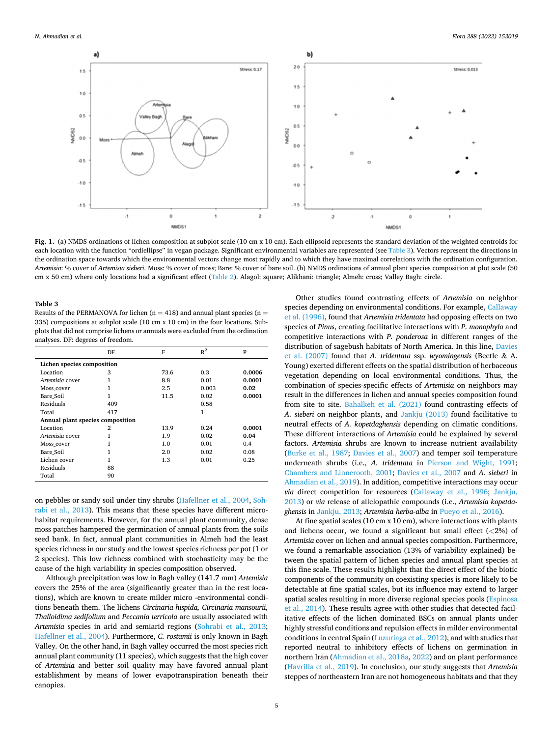Fig. 1. (a) NMDS ordinations of lichen composition at subplot scale (10 cm x 10 cm). Each ellipsoid represents the standard deviation of the weighted centroids for each location with the function "ordiellipse" in vegan package. Significant environmental variables are represented (see Table 3). Vectors represent the directions in the ordination space towards which the environmental vectors change most rapidly and to which they have maximal correlations with the ordination configuration. *Artemisia*: % cover of *Artemisia sieberi*. Moss: % cover of moss; Bare: % cover of bare soil. (b) NMDS ordinations of annual plant species composition at plot scale (50 cm x 50 cm) where only locations had a significant effect (Table 2). Alagol: square; Alikhani: triangle; Almeh: cross; Valley Bagh: circle.

**Table 3**
Results of the PERMANOVA for lichen (n = 418) and annual plant species (n = 335) compositions at subplot scale (10 cm x 10 cm) in the four locations. Subplots that did not comprise lichens or annuals were excluded from the ordination analyses. DF: degrees of freedom.

| | DF | F | $R^2$ | P |
|---|---|---|---|---|
| **Lichen species composition** | | | | |
| Location | 3 | 73.6 | 0.3 | **0.0006** |
| *Artemisia* cover | 1 | 8.8 | 0.01 | **0.0001** |
| Moss_cover | 1 | 2.5 | 0.003 | **0.02** |
| Bare_Soil | 1 | 11.5 | 0.02 | **0.0001** |
| Residuals | 409 | | 0.58 | |
| Total | 417 | | 1 | |
| **Annual plant species composition** | | | | |
| Location | 2 | 13.9 | 0.24 | **0.0001** |
| *Artemisia* cover | 1 | 1.9 | 0.02 | **0.04** |
| Moss_cover | 1 | 1.0 | 0.01 | 0.4 |
| Bare_Soil | 1 | 2.0 | 0.02 | 0.08 |
| Lichen cover | 1 | 1.3 | 0.01 | 0.25 |
| Residuals | 88 | | | |
| Total | 90 | | | |

on pebbles or sandy soil under tiny shrubs (Hafellner et al., 2004, Sohrabi et al., 2013). This means that these species have different microhabitat requirements. However, for the annual plant community, dense moss patches hampered the germination of annual plants from the soils seed bank. In fact, annual plant communities in Almeh had the least species richness in our study and the lowest species richness per pot (1 or 2 species). This low richness combined with stochasticity may be the cause of the high variability in species composition observed.

Although precipitation was low in Bagh valley (141.7 mm) *Artemisia* covers the 25% of the area (significantly greater than in the rest locations), which are known to create milder micro -environmental conditions beneath them. The lichens *Circinaria hispida, Circinaria mansourii, Thalloidima sedifolium* and *Peccania terricola* are usually associated with *Artemisia* species in arid and semiarid regions (Sohrabi et al., 2013; Hafellner et al., 2004). Furthermore, *C. rostamii* is only known in Bagh Valley. On the other hand, in Bagh valley occurred the most species rich annual plant community (11 species), which suggests that the high cover of *Artemisia* and better soil quality may have favored annual plant establishment by means of lower evapotranspiration beneath their canopies.

Other studies found contrasting effects of *Artemisia* on neighbor species depending on environmental conditions. For example, Callaway et al. (1996), found that *Artemisia tridentata* had opposing effects on two species of *Pinus*, creating facilitative interactions with *P. monophyla* and competitive interactions with *P. ponderosa* in different ranges of the distribution of sagebush habitats of North America. In this line, Davies et al. (2007) found that *A. tridentata* ssp. *wyomingensis* (Beetle & A. Young) exerted different effects on the spatial distribution of herbaceous vegetation depending on local environmental conditions. Thus, the combination of species-specific effects of *Artemisia* on neighbors may result in the differences in lichen and annual species composition found from site to site. Bahalkeh et al. (2021) found contrasting effects of *A. sieberi* on neighbor plants, and Jankju (2013) found facilitative to neutral effects of *A. kopetdaghensis* depending on climatic conditions. These different interactions of *Artemisia* could be explained by several factors. *Artemisia* shrubs are known to increase nutrient availability (Burke et al., 1987; Davies et al., 2007) and temper soil temperature underneath shrubs (i.e., *A. tridentata* in Pierson and Wight, 1991; Chambers and Linnerooth, 2001; Davies et al., 2007 and *A. sieberi* in Ahmadian et al., 2019). In addition, competitive interactions may occur *via* direct competition for resources (Callaway et al., 1996; Jankju, 2013) or *via* release of allelopathic compounds (i.e., *Artemisia kopetdaghensis* in Jankju, 2013; *Artemisia herba-alba* in Pueyo et al., 2016).

At fine spatial scales (10 cm x 10 cm), where interactions with plants and lichens occur, we found a significant but small effect (<2%) of *Artemisia* cover on lichen and annual species composition. Furthermore, we found a remarkable association (13% of variability explained) between the spatial pattern of lichen species and annual plant species at this fine scale. These results highlight that the direct effect of the biotic components of the community on coexisting species is more likely to be detectable at fine spatial scales, but its influence may extend to larger spatial scales resulting in more diverse regional species pools (Espinosa et al., 2014). These results agree with other studies that detected facilitative effects of the lichen dominated BSCs on annual plants under highly stressful conditions and repulsion effects in milder environmental conditions in central Spain (Luzuriaga et al., 2012), and with studies that reported neutral to inhibitory effects of lichens on germination in northern Iran (Ahmadian et al., 2018a, 2022) and on plant performance (Havrilla et al., 2019). In conclusion, our study suggests that *Artemisia* steppes of northeastern Iran are not homogeneous habitats and that they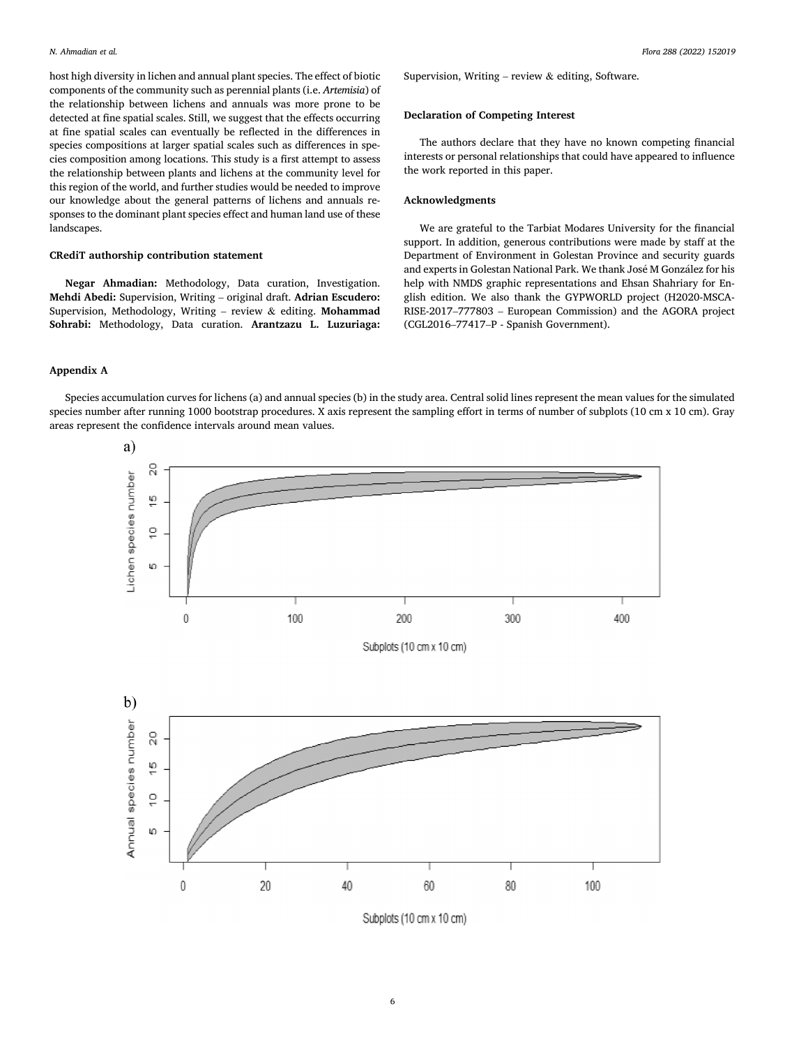host high diversity in lichen and annual plant species. The effect of biotic components of the community such as perennial plants (i.e. *Artemisia*) of the relationship between lichens and annuals was more prone to be detected at fine spatial scales. Still, we suggest that the effects occurring at fine spatial scales can eventually be reflected in the differences in species compositions at larger spatial scales such as differences in species composition among locations. This study is a first attempt to assess the relationship between plants and lichens at the community level for this region of the world, and further studies would be needed to improve our knowledge about the general patterns of lichens and annuals responses to the dominant plant species effect and human land use of these landscapes.

## CRediT authorship contribution statement

**Negar Ahmadian:** Methodology, Data curation, Investigation. **Mehdi Abedi:** Supervision, Writing – original draft. **Adrian Escudero:** Supervision, Methodology, Writing – review & editing. **Mohammad Sohrabi:** Methodology, Data curation. **Arantzazu L. Luzuriaga:** Supervision, Writing – review & editing, Software.

## Declaration of Competing Interest

The authors declare that they have no known competing financial interests or personal relationships that could have appeared to influence the work reported in this paper.

## Acknowledgments

We are grateful to the Tarbiat Modares University for the financial support. In addition, generous contributions were made by staff at the Department of Environment in Golestan Province and security guards and experts in Golestan National Park. We thank José M González for his help with NMDS graphic representations and Ehsan Shahriary for English edition. We also thank the GYPWORLD project (H2020-MSCA-RISE-2017–777803 – European Commission) and the AGORA project (CGL2016–77417–P - Spanish Government).

## Appendix A

Species accumulation curves for lichens (a) and annual species (b) in the study area. Central solid lines represent the mean values for the simulated species number after running 1000 bootstrap procedures. X axis represent the sampling effort in terms of number of subplots (10 cm x 10 cm). Gray areas represent the confidence intervals around mean values.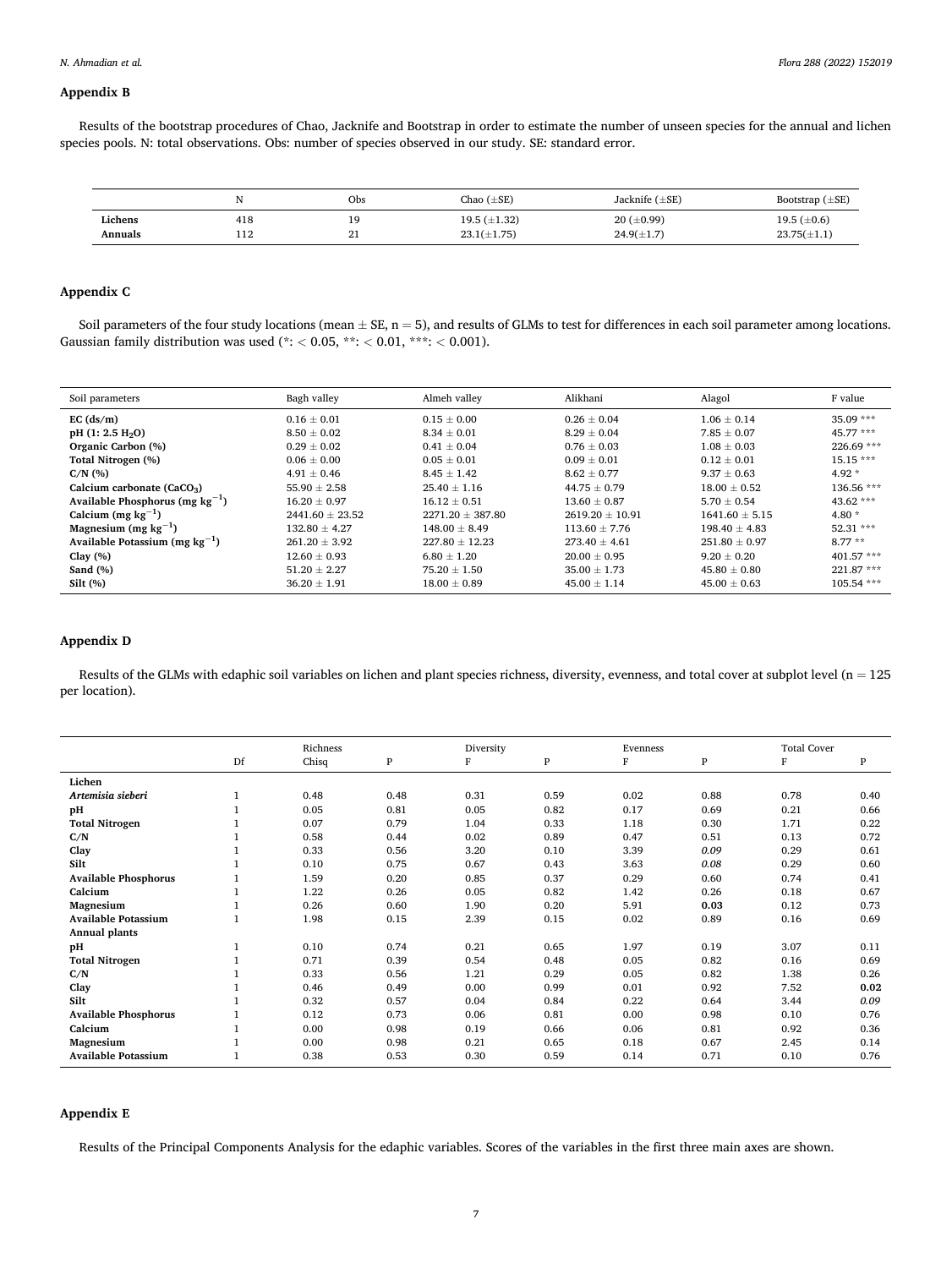## Appendix B

Results of the bootstrap procedures of Chao, Jacknife and Bootstrap in order to estimate the number of unseen species for the annual and lichen species pools. N: total observations. Obs: number of species observed in our study. SE: standard error.

| | N | Obs | Chao (±SE) | Jacknife (±SE) | Bootstrap (±SE) |
|---|---|---|---|---|---|
| **Lichens** | 418 | 19 | 19.5 (±1.32) | 20 (±0.99) | 19.5 (±0.6) |
| **Annuals** | 112 | 21 | 23.1(±1.75) | 24.9(±1.7) | 23.75(±1.1) |

## Appendix C

Soil parameters of the four study locations (mean ± SE, n = 5), and results of GLMs to test for differences in each soil parameter among locations. Gaussian family distribution was used (*: < 0.05, **: < 0.01, ***: < 0.001).

| Soil parameters | Bagh valley | Almeh valley | Alikhani | Alagol | F value |
|---|---|---|---|---|---|
| **EC (ds/m)** | 0.16 ± 0.01 | 0.15 ± 0.00 | 0.26 ± 0.04 | 1.06 ± 0.14 | 35.09 *** |
| **pH (1: 2.5 $H_2O$)** | 8.50 ± 0.02 | 8.34 ± 0.01 | 8.29 ± 0.04 | 7.85 ± 0.07 | 45.77 *** |
| **Organic Carbon (%)** | 0.29 ± 0.02 | 0.41 ± 0.04 | 0.76 ± 0.03 | 1.08 ± 0.03 | 226.69 *** |
| **Total Nitrogen (%)** | 0.06 ± 0.00 | 0.05 ± 0.01 | 0.09 ± 0.01 | 0.12 ± 0.01 | 15.15 *** |
| **C/N (%)** | 4.91 ± 0.46 | 8.45 ± 1.42 | 8.62 ± 0.77 | 9.37 ± 0.63 | 4.92 * |
| **Calcium carbonate ($CaCO_3$)** | 55.90 ± 2.58 | 25.40 ± 1.16 | 44.75 ± 0.79 | 18.00 ± 0.52 | 136.56 *** |
| **Available Phosphorus (mg $kg^{-1}$)** | 16.20 ± 0.97 | 16.12 ± 0.51 | 13.60 ± 0.87 | 5.70 ± 0.54 | 43.62 *** |
| **Calcium (mg $kg^{-1}$)** | 2441.60 ± 23.52 | 2271.20 ± 387.80 | 2619.20 ± 10.91 | 1641.60 ± 5.15 | 4.80 * |
| **Magnesium (mg $kg^{-1}$)** | 132.80 ± 4.27 | 148.00 ± 8.49 | 113.60 ± 7.76 | 198.40 ± 4.83 | 52.31 *** |
| **Available Potassium (mg $kg^{-1}$)** | 261.20 ± 3.92 | 227.80 ± 12.23 | 273.40 ± 4.61 | 251.80 ± 0.97 | 8.77 ** |
| **Clay (%)** | 12.60 ± 0.93 | 6.80 ± 1.20 | 20.00 ± 0.95 | 9.20 ± 0.20 | 401.57 *** |
| **Sand (%)** | 51.20 ± 2.27 | 75.20 ± 1.50 | 35.00 ± 1.73 | 45.80 ± 0.80 | 221.87 *** |
| **Silt (%)** | 36.20 ± 1.91 | 18.00 ± 0.89 | 45.00 ± 1.14 | 45.00 ± 0.63 | 105.54 *** |

## Appendix D

Results of the GLMs with edaphic soil variables on lichen and plant species richness, diversity, evenness, and total cover at subplot level (n = 125 per location).

| | | Richness | | Diversity | | Evenness | | Total Cover | |
|---|---|---|---|---|---|---|---|---|---|
| | Df | Chisq | P | F | P | F | P | F | P |
| **Lichen** | | | | | | | | | |
| ***Artemisia sieberi*** | 1 | 0.48 | 0.48 | 0.31 | 0.59 | 0.02 | 0.88 | 0.78 | 0.40 |
| **pH** | 1 | 0.05 | 0.81 | 0.05 | 0.82 | 0.17 | 0.69 | 0.21 | 0.66 |
| **Total Nitrogen** | 1 | 0.07 | 0.79 | 1.04 | 0.33 | 1.18 | 0.30 | 1.71 | 0.22 |
| **C/N** | 1 | 0.58 | 0.44 | 0.02 | 0.89 | 0.47 | 0.51 | 0.13 | 0.72 |
| **Clay** | 1 | 0.33 | 0.56 | 3.20 | 0.10 | 3.39 | *0.09* | 0.29 | 0.61 |
| **Silt** | 1 | 0.10 | 0.75 | 0.67 | 0.43 | 3.63 | *0.08* | 0.29 | 0.60 |
| **Available Phosphorus** | 1 | 1.59 | 0.20 | 0.85 | 0.37 | 0.29 | 0.60 | 0.74 | 0.41 |
| **Calcium** | 1 | 1.22 | 0.26 | 0.05 | 0.82 | 1.42 | 0.26 | 0.18 | 0.67 |
| **Magnesium** | 1 | 0.26 | 0.60 | 1.90 | 0.20 | 5.91 | **0.03** | 0.12 | 0.73 |
| **Available Potassium** | 1 | 1.98 | 0.15 | 2.39 | 0.15 | 0.02 | 0.89 | 0.16 | 0.69 |
| **Annual plants** | | | | | | | | | |
| **pH** | 1 | 0.10 | 0.74 | 0.21 | 0.65 | 1.97 | 0.19 | 3.07 | 0.11 |
| **Total Nitrogen** | 1 | 0.71 | 0.39 | 0.54 | 0.48 | 0.05 | 0.82 | 0.16 | 0.69 |
| **C/N** | 1 | 0.33 | 0.56 | 1.21 | 0.29 | 0.05 | 0.82 | 1.38 | 0.26 |
| **Clay** | 1 | 0.46 | 0.49 | 0.00 | 0.99 | 0.01 | 0.92 | 7.52 | **0.02** |
| **Silt** | 1 | 0.32 | 0.57 | 0.04 | 0.84 | 0.22 | 0.64 | 3.44 | *0.09* |
| **Available Phosphorus** | 1 | 0.12 | 0.73 | 0.06 | 0.81 | 0.00 | 0.98 | 0.10 | 0.76 |
| **Calcium** | 1 | 0.00 | 0.98 | 0.19 | 0.66 | 0.06 | 0.81 | 0.92 | 0.36 |
| **Magnesium** | 1 | 0.00 | 0.98 | 0.21 | 0.65 | 0.18 | 0.67 | 2.45 | 0.14 |
| **Available Potassium** | 1 | 0.38 | 0.53 | 0.30 | 0.59 | 0.14 | 0.71 | 0.10 | 0.76 |

## Appendix E

Results of the Principal Components Analysis for the edaphic variables. Scores of the variables in the first three main axes are shown.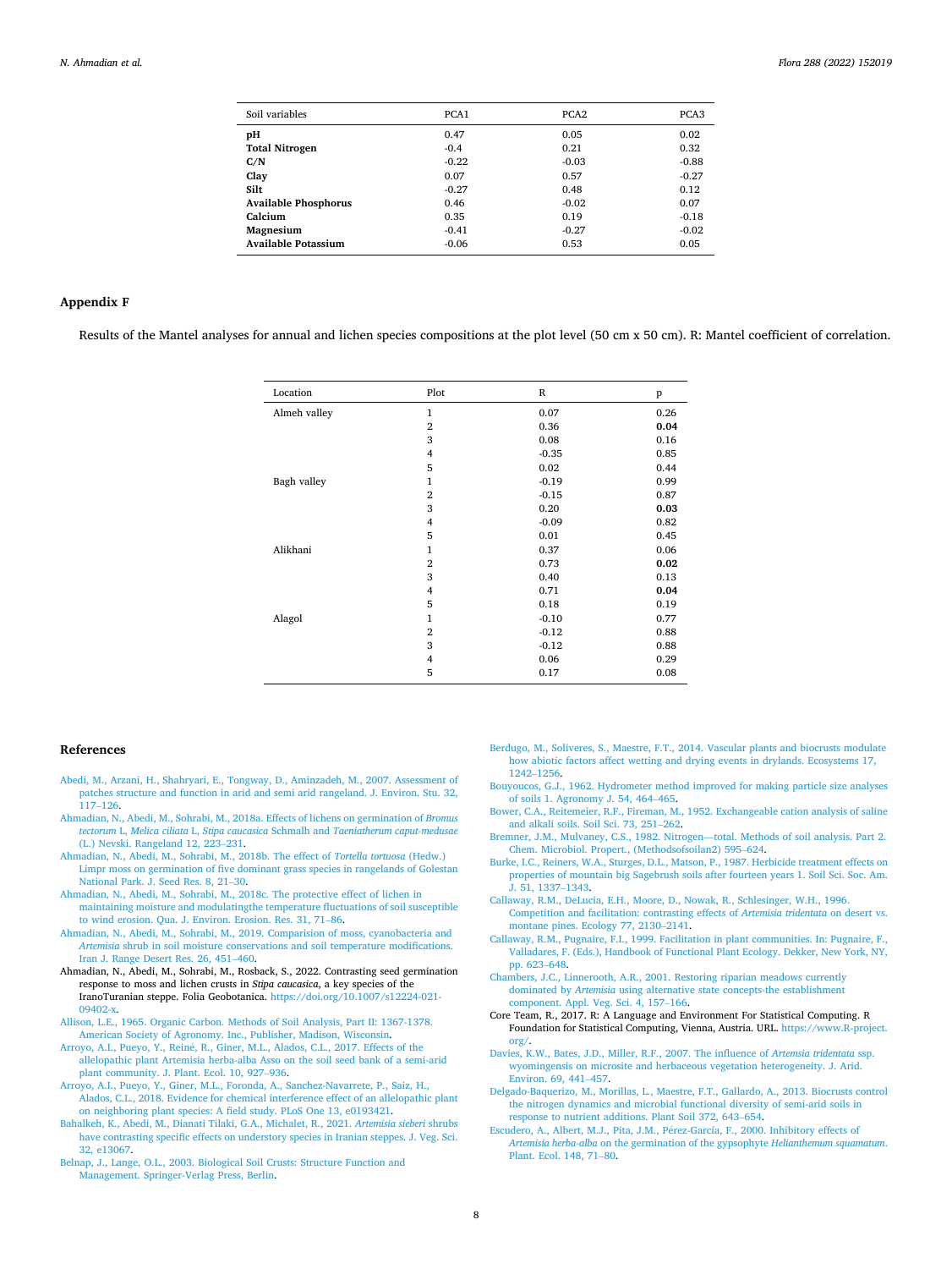| Soil variables | PCA1 | PCA2 | PCA3 |
| --- | --- | --- | --- |
| **pH** | 0.47 | 0.05 | 0.02 |
| **Total Nitrogen** | -0.4 | 0.21 | 0.32 |
| **C/N** | -0.22 | -0.03 | -0.88 |
| **Clay** | 0.07 | 0.57 | -0.27 |
| **Silt** | -0.27 | 0.48 | 0.12 |
| **Available Phosphorus** | 0.46 | -0.02 | 0.07 |
| **Calcium** | 0.35 | 0.19 | -0.18 |
| **Magnesium** | -0.41 | -0.27 | -0.02 |
| **Available Potassium** | -0.06 | 0.53 | 0.05 |

## Appendix F

Results of the Mantel analyses for annual and lichen species compositions at the plot level (50 cm x 50 cm). R: Mantel coefficient of correlation.

| Location | Plot | R | p |
| --- | --- | --- | --- |
| Almeh valley | 1 | 0.07 | 0.26 |
| | 2 | 0.36 | **0.04** |
| | 3 | 0.08 | 0.16 |
| | 4 | -0.35 | 0.85 |
| | 5 | 0.02 | 0.44 |
| Bagh valley | 1 | -0.19 | 0.99 |
| | 2 | -0.15 | 0.87 |
| | 3 | 0.20 | **0.03** |
| | 4 | -0.09 | 0.82 |
| | 5 | 0.01 | 0.45 |
| Alikhani | 1 | 0.37 | 0.06 |
| | 2 | 0.73 | **0.02** |
| | 3 | 0.40 | 0.13 |
| | 4 | 0.71 | **0.04** |
| | 5 | 0.18 | 0.19 |
| Alagol | 1 | -0.10 | 0.77 |
| | 2 | -0.12 | 0.88 |
| | 3 | -0.12 | 0.88 |
| | 4 | 0.06 | 0.29 |
| | 5 | 0.17 | 0.08 |

## References

Abedi, M., Arzani, H., Shahryari, E., Tongway, D., Aminzadeh, M., 2007. Assessment of patches structure and function in arid and semi arid rangeland. J. Environ. Stu. 32, 117–126.

Ahmadian, N., Abedi, M., Sohrabi, M., 2018a. Effects of lichens on germination of *Bromus tectorum* L, *Melica ciliata* L, *Stipa caucasica* Schmalh and *Taeniatherum caput-medusae* (L.) Nevski. Rangeland 12, 223–231.

Ahmadian, N., Abedi, M., Sohrabi, M., 2018b. The effect of *Tortella tortuosa* (Hedw.) Limpr moss on germination of five dominant grass species in rangelands of Golestan National Park. J. Seed Res. 8, 21–30.

Ahmadian, N., Abedi, M., Sohrabi, M., 2018c. The protective effect of lichen in maintaining moisture and modulatingthe temperature fluctuations of soil susceptible to wind erosion. Qua. J. Environ. Erosion. Res. 31, 71–86.

Ahmadian, N., Abedi, M., Sohrabi, M., 2019. Comparision of moss, cyanobacteria and *Artemisia* shrub in soil moisture conservations and soil temperature modifications. Iran J. Range Desert Res. 26, 451–460.

Ahmadian, N., Abedi, M., Sohrabi, M., Rosback, S., 2022. Contrasting seed germination response to moss and lichen crusts in *Stipa caucasica*, a key species of the IranoTuranian steppe. Folia Geobotanica. https://doi.org/10.1007/s12224-021-09402-x.

Allison, L.E., 1965. Organic Carbon. Methods of Soil Analysis, Part II: 1367-1378. American Society of Agronomy. Inc., Publisher, Madison, Wisconsin.

Arroyo, A.I., Pueyo, Y., Reiné, R., Giner, M.L., Alados, C.L., 2017. Effects of the allelopathic plant Artemisia herba-alba Asso on the soil seed bank of a semi-arid plant community. J. Plant. Ecol. 10, 927–936.

Arroyo, A.I., Pueyo, Y., Giner, M.L., Foronda, A., Sanchez-Navarrete, P., Saiz, H., Alados, C.L., 2018. Evidence for chemical interference effect of an allelopathic plant on neighboring plant species: A field study. PLoS One 13, e0193421.

Bahalkeh, K., Abedi, M., Dianati Tilaki, G.A., Michalet, R., 2021. *Artemisia sieberi* shrubs have contrasting specific effects on understory species in Iranian steppes. J. Veg. Sci. 32, e13067.

Belnap, J., Lange, O.L., 2003. Biological Soil Crusts: Structure Function and Management. Springer-Verlag Press, Berlin.

Berdugo, M., Soliveres, S., Maestre, F.T., 2014. Vascular plants and biocrusts modulate how abiotic factors affect wetting and drying events in drylands. Ecosystems 17, 1242–1256.

Bouyoucos, G.J., 1962. Hydrometer method improved for making particle size analyses of soils 1. Agronomy J. 54, 464–465.

Bower, C.A., Reitemeier, R.F., Fireman, M., 1952. Exchangeable cation analysis of saline and alkali soils. Soil Sci. 73, 251–262.

Bremner, J.M., Mulvaney, C.S., 1982. Nitrogen—total. Methods of soil analysis. Part 2. Chem. Microbiol. Propert., (Methodsofsoilan2) 595–624.

Burke, I.C., Reiners, W.A., Sturges, D.L., Matson, P., 1987. Herbicide treatment effects on properties of mountain big Sagebrush soils after fourteen years 1. Soil Sci. Soc. Am. J. 51, 1337–1343.

Callaway, R.M., DeLucia, E.H., Moore, D., Nowak, R., Schlesinger, W.H., 1996. Competition and facilitation: contrasting effects of *Artemisia tridentata* on desert vs. montane pines. Ecology 77, 2130–2141.

Callaway, R.M., Pugnaire, F.I., 1999. Facilitation in plant communities. In: Pugnaire, F., Valladares, F. (Eds.), Handbook of Functional Plant Ecology. Dekker, New York, NY, pp. 623–648.

Chambers, J.C., Linnerooth, A.R., 2001. Restoring riparian meadows currently dominated by *Artemisia* using alternative state concepts-the establishment component. Appl. Veg. Sci. 4, 157–166.

Core Team, R., 2017. R: A Language and Environment For Statistical Computing. R Foundation for Statistical Computing, Vienna, Austria. URL. https://www.R-project.org/.

Davies, K.W., Bates, J.D., Miller, R.F., 2007. The influence of *Artemsia tridentata* ssp. wyomingensis on microsite and herbaceous vegetation heterogeneity. J. Arid. Environ. 69, 441–457.

Delgado-Baquerizo, M., Morillas, L., Maestre, F.T., Gallardo, A., 2013. Biocrusts control the nitrogen dynamics and microbial functional diversity of semi-arid soils in response to nutrient additions. Plant Soil 372, 643–654.

Escudero, A., Albert, M.J., Pita, J.M., Pérez-García, F., 2000. Inhibitory effects of *Artemisia herba-alba* on the germination of the gypsophyte *Helianthemum squamatum*. Plant. Ecol. 148, 71–80.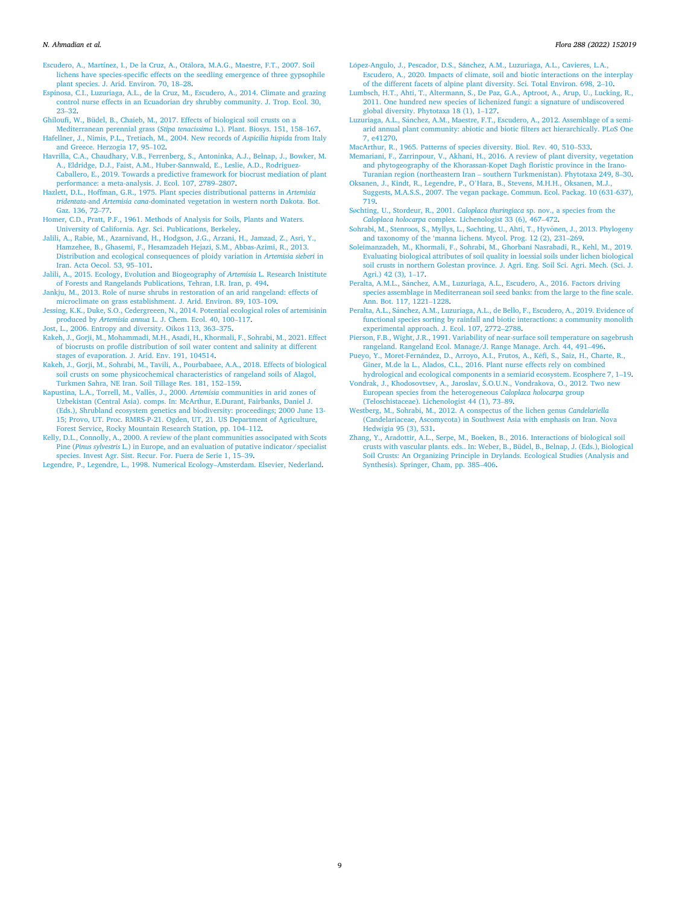Escudero, A., Martínez, I., De la Cruz, A., Otálora, M.A.G., Maestre, F.T., 2007. Soil lichens have species-specific effects on the seedling emergence of three gypsophile plant species. J. Arid. Environ. 70, 18–28.

Espinosa, C.I., Luzuriaga, A.L., de la Cruz, M., Escudero, A., 2014. Climate and grazing control nurse effects in an Ecuadorian dry shrubby community. J. Trop. Ecol. 30, 23–32.

Ghiloufi, W., Büdel, B., Chaieb, M., 2017. Effects of biological soil crusts on a Mediterranean perennial grass (*Stipa tenacissima* L.). Plant. Biosys. 151, 158–167.

Hafellner, J., Nimis, P.L., Tretiach, M., 2004. New records of *Aspicilia hispida* from Italy and Greece. Herzogia 17, 95–102.

Havrilla, C.A., Chaudhary, V.B., Ferrenberg, S., Antoninka, A.J., Belnap, J., Bowker, M. A., Eldridge, D.J., Faist, A.M., Huber-Sannwald, E., Leslie, A.D., Rodriguez-Caballero, E., 2019. Towards a predictive framework for biocrust mediation of plant performance: a meta-analysis. J. Ecol. 107, 2789–2807.

Hazlett, D.L., Hoffman, G.R., 1975. Plant species distributional patterns in *Artemisia tridentata*-and *Artemisia cana*-dominated vegetation in western north Dakota. Bot. Gaz. 136, 72–77.

Homer, C.D., Pratt, P.F., 1961. Methods of Analysis for Soils, Plants and Waters. University of California. Agr. Sci. Publications, Berkeley.

Jalili, A., Rabie, M., Azarnivand, H., Hodgson, J.G., Arzani, H., Jamzad, Z., Asri, Y., Hamzehee, B., Ghasemi, F., Hesamzadeh Hejazi, S.M., Abbas-Azimi, R., 2013. Distribution and ecological consequences of ploidy variation in *Artemisia sieberi* in Iran. Acta Oecol. 53, 95–101.

Jalili, A., 2015. Ecology, Evolution and Biogeography of *Artemisia* L. Research Institute of Forests and Rangelands Publications, Tehran, I.R. Iran, p. 494.

Jankju, M., 2013. Role of nurse shrubs in restoration of an arid rangeland: effects of microclimate on grass establishment. J. Arid. Environ. 89, 103–109.

Jessing, K.K., Duke, S.O., Cedergreeen, N., 2014. Potential ecological roles of artemisinin produced by *Artemisia annua* L. J. Chem. Ecol. 40, 100–117.

Jost, L., 2006. Entropy and diversity. Oikos 113, 363–375.

Kakeh, J., Gorji, M., Mohammadi, M.H., Asadi, H., Khormali, F., Sohrabi, M., 2021. Effect of biocrusts on profile distribution of soil water content and salinity at different stages of evaporation. J. Arid. Env. 191, 104514.

Kakeh, J., Gorji, M., Sohrabi, M., Tavili, A., Pourbabaee, A.A., 2018. Effects of biological soil crusts on some physicochemical characteristics of rangeland soils of Alagol, Turkmen Sahra, NE Iran. Soil Tillage Res. 181, 152–159.

Kapustina, L.A., Torrell, M., Vallès, J., 2000. *Artemisia* communities in arid zones of Uzbekistan (Central Asia). comps. In: McArthur, E.Durant, Fairbanks, Daniel J. (Eds.), Shrubland ecosystem genetics and biodiversity: proceedings; 2000 June 13-15; Provo, UT. Proc. RMRS-P-21. Ogden, UT, 21. US Department of Agriculture, Forest Service, Rocky Mountain Research Station, pp. 104–112.

Kelly, D.L., Connolly, A., 2000. A review of the plant communities assocpiated with Scots Pine (*Pinus sylvestris* L.) in Europe, and an evaluation of putative indicator/specialist species. Invest Agr. Sist. Recur. For. Fuera de Serie 1, 15–39.

Legendre, P., Legendre, L., 1998. Numerical Ecology–Amsterdam. Elsevier, Nederland.

López-Angulo, J., Pescador, D.S., Sánchez, A.M., Luzuriaga, A.L., Cavieres, L.A., Escudero, A., 2020. Impacts of climate, soil and biotic interactions on the interplay of the different facets of alpine plant diversity. Sci. Total Environ. 698, 2–10.

Lumbsch, H.T., Ahti, T., Altermann, S., De Paz, G.A., Aptroot, A., Arup, U., Lucking, R., 2011. One hundred new species of lichenized fungi: a signature of undiscovered global diversity. Phytotaxa 18 (1), 1–127.

Luzuriaga, A.L., Sánchez, A.M., Maestre, F.T., Escudero, A., 2012. Assemblage of a semi-arid annual plant community: abiotic and biotic filters act hierarchically. PLoS One 7, e41270.

MacArthur, R., 1965. Patterns of species diversity. Biol. Rev. 40, 510–533.

Memariani, F., Zarrinpour, V., Akhani, H., 2016. A review of plant diversity, vegetation and phytogeography of the Khorassan-Kopet Dagh floristic province in the Irano-Turanian region (northeastern Iran – southern Turkmenistan). Phytotaxa 249, 8–30.

Oksanen, J., Kindt, R., Legendre, P., O'Hara, B., Stevens, M.H.H., Oksanen, M.J., Suggests, M.A.S.S., 2007. The vegan package. Commun. Ecol. Packag. 10 (631-637), 719.

Søchting, U., Stordeur, R., 2001. *Caloplaca thuringiaca* sp. nov., a species from the *Caloplaca holocarpa* complex. Lichenologist 33 (6), 467–472.

Sohrabi, M., Stenroos, S., Myllys, L., Søchting, U., Ahti, T., Hyvönen, J., 2013. Phylogeny and taxonomy of the 'manna lichens. Mycol. Prog. 12 (2), 231–269.

Soleimanzadeh, M., Khormali, F., Sohrabi, M., Ghorbani Nasrabadi, R., Kehl, M., 2019. Evaluating biological attributes of soil quality in loessial soils under lichen biological soil crusts in northern Golestan province. J. Agri. Eng. Soil Sci. Agri. Mech. (Sci. J. Agri.) 42 (3), 1–17.

Peralta, A.M.L., Sánchez, A.M., Luzuriaga, A.L., Escudero, A., 2016. Factors driving species assemblage in Mediterranean soil seed banks: from the large to the fine scale. Ann. Bot. 117, 1221–1228.

Peralta, A.L., Sánchez, A.M., Luzuriaga, A.L., de Bello, F., Escudero, A., 2019. Evidence of functional species sorting by rainfall and biotic interactions: a community monolith experimental approach. J. Ecol. 107, 2772–2788.

Pierson, F.B., Wight, J.R., 1991. Variability of near-surface soil temperature on sagebrush rangeland. Rangeland Ecol. Manage/J. Range Manage. Arch. 44, 491–496.

Pueyo, Y., Moret-Fernández, D., Arroyo, A.I., Frutos, A., Kéfi, S., Saiz, H., Charte, R., Giner, M.de la L., Alados, C.L., 2016. Plant nurse effects rely on combined hydrological and ecological components in a semiarid ecosystem. Ecosphere 7, 1–19.

Vondrak, J., Khodosovtsev, A., Jaroslav, Š.O.U.N., Vondrakova, O., 2012. Two new European species from the heterogeneous *Caloplaca holocarpa* group (Teloschistaceae). Lichenologist 44 (1), 73–89.

Westberg, M., Sohrabi, M., 2012. A conspectus of the lichen genus *Candelariella* (Candelariaceae, Ascomycota) in Southwest Asia with emphasis on Iran. Nova Hedwigia 95 (3), 531.

Zhang, Y., Aradottir, A.L., Serpe, M., Boeken, B., 2016. Interactions of biological soil crusts with vascular plants. eds.. In: Weber, B., Büdel, B., Belnap, J. (Eds.), Biological Soil Crusts: An Organizing Principle in Drylands. Ecological Studies (Analysis and Synthesis). Springer, Cham, pp. 385–406.